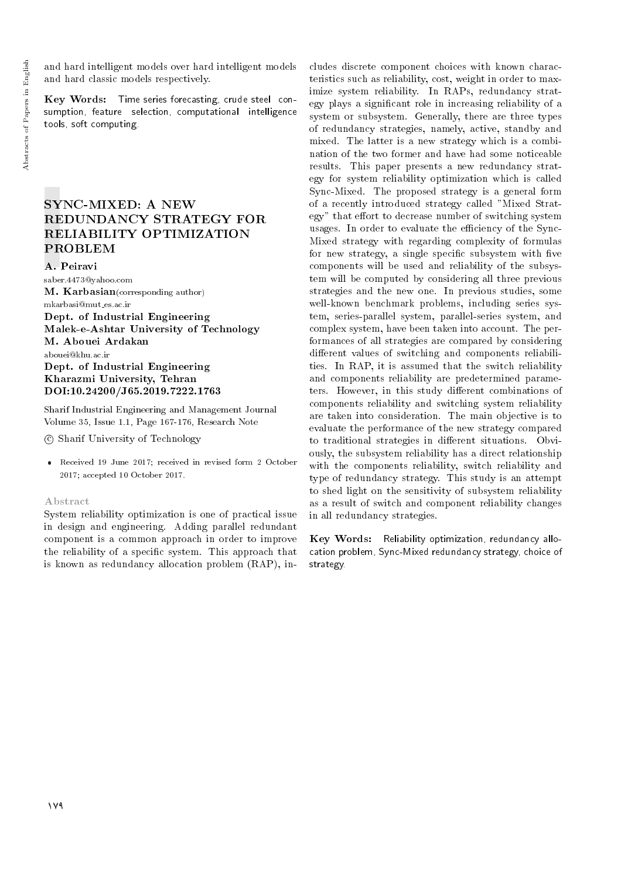and hard intelligent models over hard intelligent models and hard classic models respectively.

**Key Words:** Time series forecasting, crude steel consumption, feature selection, computational intelligence tools, soft computing.

# SYNC-MIXED: A NEW REDUNDANCY STRATEGY FOR RELIABILITY OPTIMIZATION PROBLEM

**A. Peiravi**
saber.4473@yahoo.com
**M. Karbasian**(corresponding author)
mkarbasi@mut_es.ac.ir
**Dept. of Industrial Engineering**
**Malek-e-Ashtar University of Technology**
**M. Abouei Ardakan**
abouei@khu.ac.ir
**Dept. of Industrial Engineering**
**Kharazmi University, Tehran**
**DOI:10.24200/J65.2019.7222.1763**

Sharif Industrial Engineering and Management Journal
Volume 35, Issue 1.1, Page 167-176, Research Note

© Sharif University of Technology

- Received 19 June 2017; received in revised form 2 October 2017; accepted 10 October 2017.

### Abstract

System reliability optimization is one of practical issue in design and engineering. Adding parallel redundant component is a common approach in order to improve the reliability of a specific system. This approach that is known as redundancy allocation problem (RAP), includes discrete component choices with known characteristics such as reliability, cost, weight in order to maximize system reliability. In RAPs, redundancy strategy plays a significant role in increasing reliability of a system or subsystem. Generally, there are three types of redundancy strategies, namely, active, standby and mixed. The latter is a new strategy which is a combination of the two former and have had some noticeable results. This paper presents a new redundancy strategy for system reliability optimization which is called Sync-Mixed. The proposed strategy is a general form of a recently introduced strategy called "Mixed Strategy" that effort to decrease number of switching system usages. In order to evaluate the efficiency of the Sync-Mixed strategy with regarding complexity of formulas for new strategy, a single specific subsystem with five components will be used and reliability of the subsystem will be computed by considering all three previous strategies and the new one. In previous studies, some well-known benchmark problems, including series system, series-parallel system, parallel-series system, and complex system, have been taken into account. The performances of all strategies are compared by considering different values of switching and components reliabilities. In RAP, it is assumed that the switch reliability and components reliability are predetermined parameters. However, in this study different combinations of components reliability and switching system reliability are taken into consideration. The main objective is to evaluate the performance of the new strategy compared to traditional strategies in different situations. Obviously, the subsystem reliability has a direct relationship with the components reliability, switch reliability and type of redundancy strategy. This study is an attempt to shed light on the sensitivity of subsystem reliability as a result of switch and component reliability changes in all redundancy strategies.

**Key Words:** Reliability optimization, redundancy allocation problem, Sync-Mixed redundancy strategy, choice of strategy.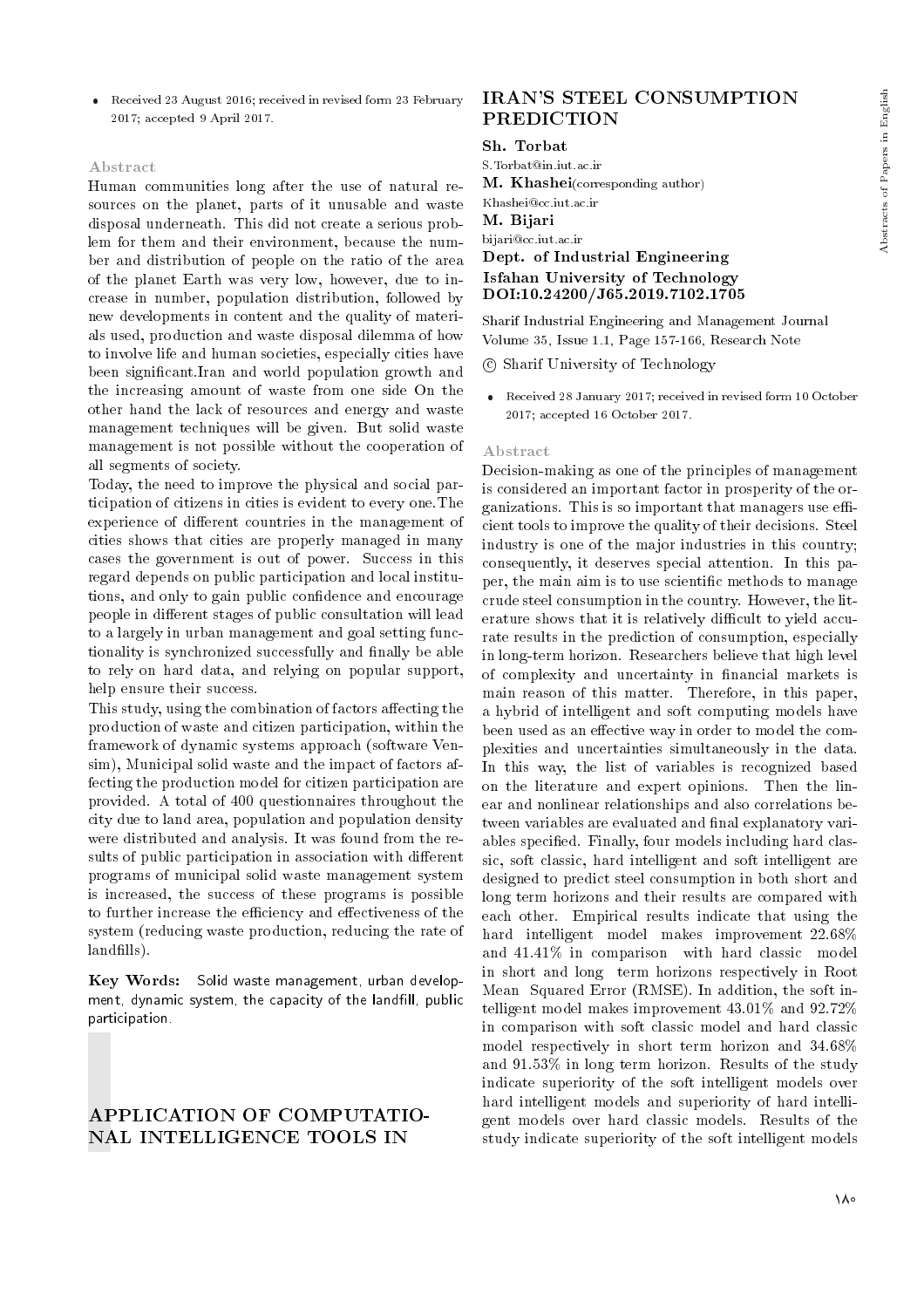- Received 23 August 2016; received in revised form 23 February 2017; accepted 9 April 2017.

### Abstract

Human communities long after the use of natural resources on the planet, parts of it unusable and waste disposal underneath. This did not create a serious problem for them and their environment, because the number and distribution of people on the ratio of the area of the planet Earth was very low, however, due to increase in number, population distribution, followed by new developments in content and the quality of materials used, production and waste disposal dilemma of how to involve life and human societies, especially cities have been significant.Iran and world population growth and the increasing amount of waste from one side On the other hand the lack of resources and energy and waste management techniques will be given. But solid waste management is not possible without the cooperation of all segments of society.

Today, the need to improve the physical and social participation of citizens in cities is evident to every one.The experience of different countries in the management of cities shows that cities are properly managed in many cases the government is out of power. Success in this regard depends on public participation and local institutions, and only to gain public confidence and encourage people in different stages of public consultation will lead to a largely in urban management and goal setting functionality is synchronized successfully and finally be able to rely on hard data, and relying on popular support, help ensure their success.

This study, using the combination of factors affecting the production of waste and citizen participation, within the framework of dynamic systems approach (software Vensim), Municipal solid waste and the impact of factors affecting the production model for citizen participation are provided. A total of 400 questionnaires throughout the city due to land area, population and population density were distributed and analysis. It was found from the results of public participation in association with different programs of municipal solid waste management system is increased, the success of these programs is possible to further increase the efficiency and effectiveness of the system (reducing waste production, reducing the rate of landfills).

**Key Words:** Solid waste management, urban development, dynamic system, the capacity of the landfill, public participation.

## APPLICATION OF COMPUTATIONAL INTELLIGENCE TOOLS IN IRAN'S STEEL CONSUMPTION PREDICTION

**Sh. Torbat**
S.Torbat@in.iut.ac.ir
**M. Khashei**(corresponding author)
Khashei@cc.iut.ac.ir
**M. Bijari**
bijari@cc.iut.ac.ir
**Dept. of Industrial Engineering**
**Isfahan University of Technology**
**DOI:10.24200/J65.2019.7102.1705**

Sharif Industrial Engineering and Management Journal
Volume 35, Issue 1.1, Page 157-166, Research Note
© Sharif University of Technology

- Received 28 January 2017; received in revised form 10 October 2017; accepted 16 October 2017.

### Abstract

Decision-making as one of the principles of management is considered an important factor in prosperity of the organizations. This is so important that managers use efficient tools to improve the quality of their decisions. Steel industry is one of the major industries in this country; consequently, it deserves special attention. In this paper, the main aim is to use scientific methods to manage crude steel consumption in the country. However, the literature shows that it is relatively difficult to yield accurate results in the prediction of consumption, especially in long-term horizon. Researchers believe that high level of complexity and uncertainty in financial markets is main reason of this matter. Therefore, in this paper, a hybrid of intelligent and soft computing models have been used as an effective way in order to model the complexities and uncertainties simultaneously in the data. In this way, the list of variables is recognized based on the literature and expert opinions. Then the linear and nonlinear relationships and also correlations between variables are evaluated and final explanatory variables specified. Finally, four models including hard classic, soft classic, hard intelligent and soft intelligent are designed to predict steel consumption in both short and long term horizons and their results are compared with each other. Empirical results indicate that using the hard intelligent model makes improvement 22.68% and 41.41% in comparison with hard classic model in short and long term horizons respectively in Root Mean Squared Error (RMSE). In addition, the soft intelligent model makes improvement 43.01% and 92.72% in comparison with soft classic model and hard classic model respectively in short term horizon and 34.68% and 91.53% in long term horizon. Results of the study indicate superiority of the soft intelligent models over hard intelligent models and superiority of hard intelligent models over hard classic models. Results of the study indicate superiority of the soft intelligent models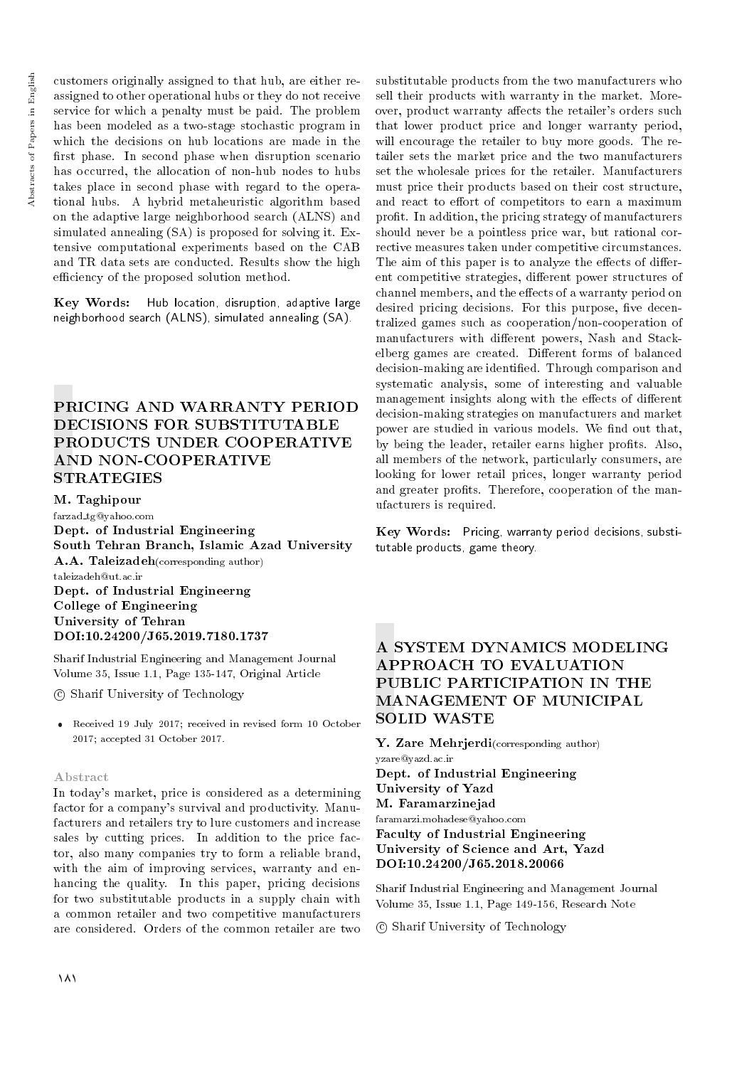customers originally assigned to that hub, are either reassigned to other operational hubs or they do not receive service for which a penalty must be paid. The problem has been modeled as a two-stage stochastic program in which the decisions on hub locations are made in the first phase. In second phase when disruption scenario has occurred, the allocation of non-hub nodes to hubs takes place in second phase with regard to the operational hubs. A hybrid metaheuristic algorithm based on the adaptive large neighborhood search (ALNS) and simulated annealing (SA) is proposed for solving it. Extensive computational experiments based on the CAB and TR data sets are conducted. Results show the high efficiency of the proposed solution method.

**Key Words:** Hub location, disruption, adaptive large neighborhood search (ALNS), simulated annealing (SA).

## PRICING AND WARRANTY PERIOD DECISIONS FOR SUBSTITUTABLE PRODUCTS UNDER COOPERATIVE AND NON-COOPERATIVE STRATEGIES

**M. Taghipour**
farzad_tg@yahoo.com
**Dept. of Industrial Engineering**
**South Tehran Branch, Islamic Azad University**
**A.A. Taleizadeh**(corresponding author)
taleizadeh@ut.ac.ir
**Dept. of Industrial Engineerng**
**College of Engineering**
**University of Tehran**
**DOI:10.24200/J65.2019.7180.1737**

Sharif Industrial Engineering and Management Journal
Volume 35, Issue 1.1, Page 135-147, Original Article

© Sharif University of Technology

- Received 19 July 2017; received in revised form 10 October 2017; accepted 31 October 2017.

### Abstract

In today's market, price is considered as a determining factor for a company's survival and productivity. Manufacturers and retailers try to lure customers and increase sales by cutting prices. In addition to the price factor, also many companies try to form a reliable brand, with the aim of improving services, warranty and enhancing the quality. In this paper, pricing decisions for two substitutable products in a supply chain with a common retailer and two competitive manufacturers are considered. Orders of the common retailer are two substitutable products from the two manufacturers who sell their products with warranty in the market. Moreover, product warranty affects the retailer's orders such that lower product price and longer warranty period, will encourage the retailer to buy more goods. The retailer sets the market price and the two manufacturers set the wholesale prices for the retailer. Manufacturers must price their products based on their cost structure, and react to effort of competitors to earn a maximum profit. In addition, the pricing strategy of manufacturers should never be a pointless price war, but rational corrective measures taken under competitive circumstances. The aim of this paper is to analyze the effects of different competitive strategies, different power structures of channel members, and the effects of a warranty period on desired pricing decisions. For this purpose, five decentralized games such as cooperation/non-cooperation of manufacturers with different powers, Nash and Stackelberg games are created. Different forms of balanced decision-making are identified. Through comparison and systematic analysis, some of interesting and valuable management insights along with the effects of different decision-making strategies on manufacturers and market power are studied in various models. We find out that, by being the leader, retailer earns higher profits. Also, all members of the network, particularly consumers, are looking for lower retail prices, longer warranty period and greater profits. Therefore, cooperation of the manufacturers is required.

**Key Words:** Pricing, warranty period decisions, substitutable products, game theory.

## A SYSTEM DYNAMICS MODELING APPROACH TO EVALUATION PUBLIC PARTICIPATION IN THE MANAGEMENT OF MUNICIPAL SOLID WASTE

**Y. Zare Mehrjerdi**(corresponding author)
yzare@yazd.ac.ir
**Dept. of Industrial Engineering**
**University of Yazd**
**M. Faramarzinejad**
faramarzi.mohadese@yahoo.com
**Faculty of Industrial Engineering**
**University of Science and Art, Yazd**
**DOI:10.24200/J65.2018.20066**

Sharif Industrial Engineering and Management Journal
Volume 35, Issue 1.1, Page 149-156, Research Note

© Sharif University of Technology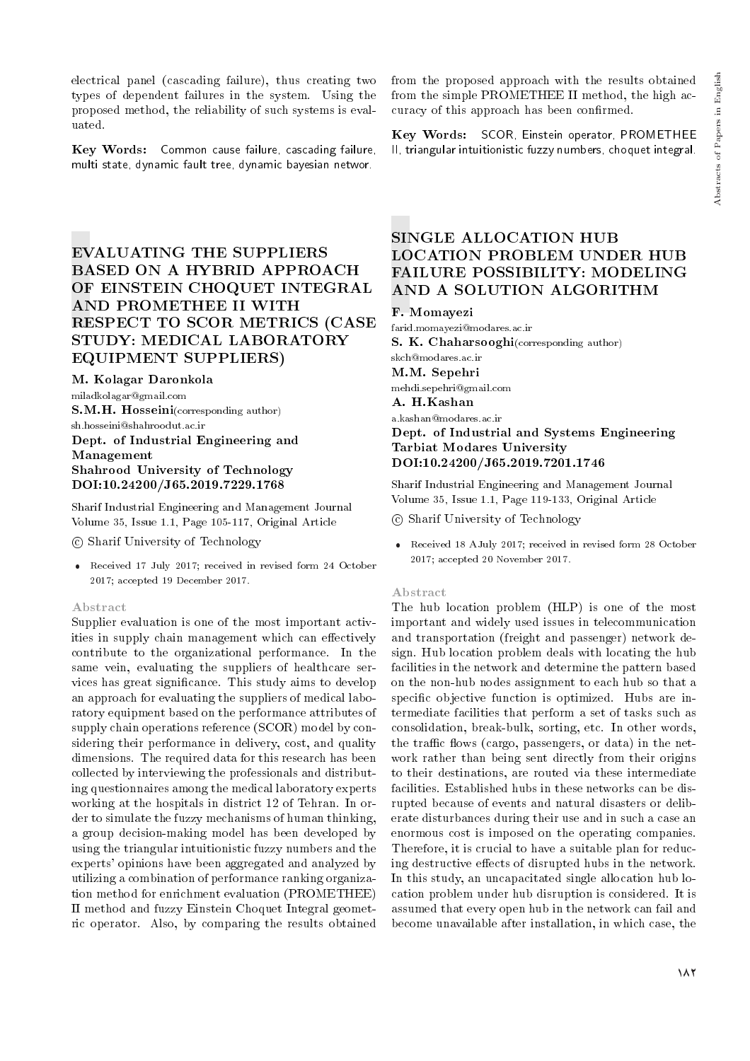electrical panel (cascading failure), thus creating two types of dependent failures in the system. Using the proposed method, the reliability of such systems is evaluated.

**Key Words:** Common cause failure, cascading failure, multi state, dynamic fault tree, dynamic bayesian networ.

## EVALUATING THE SUPPLIERS BASED ON A HYBRID APPROACH OF EINSTEIN CHOQUET INTEGRAL AND PROMETHEE II WITH RESPECT TO SCOR METRICS (CASE STUDY: MEDICAL LABORATORY EQUIPMENT SUPPLIERS)

**M. Kolagar Daronkola**
miladkolagar@gmail.com
**S.M.H. Hosseini**(corresponding author)
sh.hosseini@shahroodut.ac.ir
**Dept. of Industrial Engineering and Management**
**Shahrood University of Technology**
**DOI:10.24200/J65.2019.7229.1768**

Sharif Industrial Engineering and Management Journal
Volume 35, Issue 1.1, Page 105-117, Original Article

© Sharif University of Technology

- Received 17 July 2017; received in revised form 24 October 2017; accepted 19 December 2017.

### Abstract

Supplier evaluation is one of the most important activities in supply chain management which can effectively contribute to the organizational performance. In the same vein, evaluating the suppliers of healthcare services has great significance. This study aims to develop an approach for evaluating the suppliers of medical laboratory equipment based on the performance attributes of supply chain operations reference (SCOR) model by considering their performance in delivery, cost, and quality dimensions. The required data for this research has been collected by interviewing the professionals and distributing questionnaires among the medical laboratory experts working at the hospitals in district 12 of Tehran. In order to simulate the fuzzy mechanisms of human thinking, a group decision-making model has been developed by using the triangular intuitionistic fuzzy numbers and the experts' opinions have been aggregated and analyzed by utilizing a combination of performance ranking organization method for enrichment evaluation (PROMETHEE) II method and fuzzy Einstein Choquet Integral geometric operator. Also, by comparing the results obtained from the proposed approach with the results obtained from the simple PROMETHEE II method, the high accuracy of this approach has been confirmed.

**Key Words:** SCOR, Einstein operator, PROMETHEE II, triangular intuitionistic fuzzy numbers, choquet integral.

## SINGLE ALLOCATION HUB LOCATION PROBLEM UNDER HUB FAILURE POSSIBILITY: MODELING AND A SOLUTION ALGORITHM

**F. Momayezi**
farid.momayezi@modares.ac.ir
**S. K. Chaharsooghi**(corresponding author)
skch@modares.ac.ir
**M.M. Sepehri**
mehdi.sepehri@gmail.com
**A. H.Kashan**
a.kashan@modares.ac.ir
**Dept. of Industrial and Systems Engineering**
**Tarbiat Modares University**
**DOI:10.24200/J65.2019.7201.1746**

Sharif Industrial Engineering and Management Journal
Volume 35, Issue 1.1, Page 119-133, Original Article

© Sharif University of Technology

- Received 18 AJuly 2017; received in revised form 28 October 2017; accepted 20 November 2017.

### Abstract

The hub location problem (HLP) is one of the most important and widely used issues in telecommunication and transportation (freight and passenger) network design. Hub location problem deals with locating the hub facilities in the network and determine the pattern based on the non-hub nodes assignment to each hub so that a specific objective function is optimized. Hubs are intermediate facilities that perform a set of tasks such as consolidation, break-bulk, sorting, etc. In other words, the traffic flows (cargo, passengers, or data) in the network rather than being sent directly from their origins to their destinations, are routed via these intermediate facilities. Established hubs in these networks can be disrupted because of events and natural disasters or deliberate disturbances during their use and in such a case an enormous cost is imposed on the operating companies. Therefore, it is crucial to have a suitable plan for reducing destructive effects of disrupted hubs in the network. In this study, an uncapacitated single allocation hub location problem under hub disruption is considered. It is assumed that every open hub in the network can fail and become unavailable after installation, in which case, the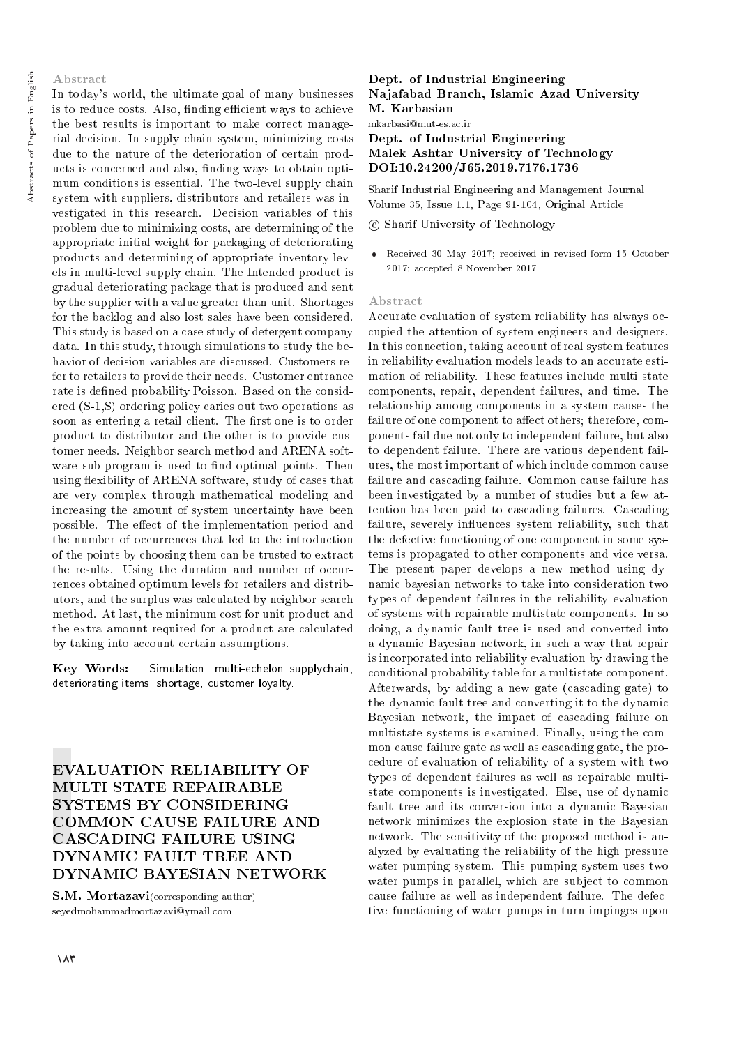## Abstract

In today's world, the ultimate goal of many businesses is to reduce costs. Also, finding efficient ways to achieve the best results is important to make correct managerial decision. In supply chain system, minimizing costs due to the nature of the deterioration of certain products is concerned and also, finding ways to obtain optimum conditions is essential. The two-level supply chain system with suppliers, distributors and retailers was investigated in this research. Decision variables of this problem due to minimizing costs, are determining of the appropriate initial weight for packaging of deteriorating products and determining of appropriate inventory levels in multi-level supply chain. The Intended product is gradual deteriorating package that is produced and sent by the supplier with a value greater than unit. Shortages for the backlog and also lost sales have been considered. This study is based on a case study of detergent company data. In this study, through simulations to study the behavior of decision variables are discussed. Customers refer to retailers to provide their needs. Customer entrance rate is defined probability Poisson. Based on the considered (S-1,S) ordering policy caries out two operations as soon as entering a retail client. The first one is to order product to distributor and the other is to provide customer needs. Neighbor search method and ARENA software sub-program is used to find optimal points. Then using flexibility of ARENA software, study of cases that are very complex through mathematical modeling and increasing the amount of system uncertainty have been possible. The effect of the implementation period and the number of occurrences that led to the introduction of the points by choosing them can be trusted to extract the results. Using the duration and number of occurrences obtained optimum levels for retailers and distributors, and the surplus was calculated by neighbor search method. At last, the minimum cost for unit product and the extra amount required for a product are calculated by taking into account certain assumptions.

**Key Words:** Simulation, multi-echelon supplychain, deteriorating items, shortage, customer loyalty.

# EVALUATION RELIABILITY OF MULTI STATE REPAIRABLE SYSTEMS BY CONSIDERING COMMON CAUSE FAILURE AND CASCADING FAILURE USING DYNAMIC FAULT TREE AND DYNAMIC BAYESIAN NETWORK

**S.M. Mortazavi**(corresponding author)
seyedmohammadmortazavi@ymail.com

**Dept. of Industrial Engineering**
**Najafabad Branch, Islamic Azad University**
**M. Karbasian**
mkarbasi@mut-es.ac.ir
**Dept. of Industrial Engineering**
**Malek Ashtar University of Technology**
**DOI:10.24200/J65.2019.7176.1736**

Sharif Industrial Engineering and Management Journal
Volume 35, Issue 1.1, Page 91-104, Original Article

© Sharif University of Technology

- Received 30 May 2017; received in revised form 15 October 2017; accepted 8 November 2017.

## Abstract

Accurate evaluation of system reliability has always occupied the attention of system engineers and designers. In this connection, taking account of real system features in reliability evaluation models leads to an accurate estimation of reliability. These features include multi state components, repair, dependent failures, and time. The relationship among components in a system causes the failure of one component to affect others; therefore, components fail due not only to independent failure, but also to dependent failure. There are various dependent failures, the most important of which include common cause failure and cascading failure. Common cause failure has been investigated by a number of studies but a few attention has been paid to cascading failures. Cascading failure, severely influences system reliability, such that the defective functioning of one component in some systems is propagated to other components and vice versa. The present paper develops a new method using dynamic bayesian networks to take into consideration two types of dependent failures in the reliability evaluation of systems with repairable multistate components. In so doing, a dynamic fault tree is used and converted into a dynamic Bayesian network, in such a way that repair is incorporated into reliability evaluation by drawing the conditional probability table for a multistate component. Afterwards, by adding a new gate (cascading gate) to the dynamic fault tree and converting it to the dynamic Bayesian network, the impact of cascading failure on multistate systems is examined. Finally, using the common cause failure gate as well as cascading gate, the procedure of evaluation of reliability of a system with two types of dependent failures as well as repairable multistate components is investigated. Else, use of dynamic fault tree and its conversion into a dynamic Bayesian network minimizes the explosion state in the Bayesian network. The sensitivity of the proposed method is analyzed by evaluating the reliability of the high pressure water pumping system. This pumping system uses two water pumps in parallel, which are subject to common cause failure as well as independent failure. The defective functioning of water pumps in turn impinges upon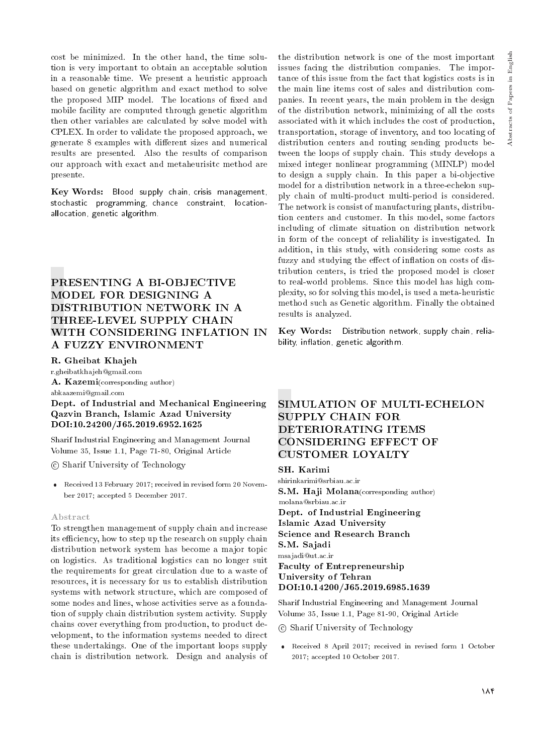cost be minimized. In the other hand, the time solution is very important to obtain an acceptable solution in a reasonable time. We present a heuristic approach based on genetic algorithm and exact method to solve the proposed MIP model. The locations of fixed and mobile facility are computed through genetic algorithm then other variables are calculated by solve model with CPLEX. In order to validate the proposed approach, we generate 8 examples with different sizes and numerical results are presented. Also the results of comparison our approach with exact and metaheurisitc method are presente.

**Key Words:** Blood supply chain, crisis management, stochastic programming, chance constraint, location-allocation, genetic algorithm.

# PRESENTING A BI-OBJECTIVE MODEL FOR DESIGNING A DISTRIBUTION NETWORK IN A THREE-LEVEL SUPPLY CHAIN WITH CONSIDERING INFLATION IN A FUZZY ENVIRONMENT

**R. Gheibat Khajeh**
r.gheibatkhajeh@gmail.com
**A. Kazemi**(corresponding author)
abkaazemi@gmail.com
**Dept. of Industrial and Mechanical Engineering Qazvin Branch, Islamic Azad University**
**DOI:10.24200/J65.2019.6952.1625**

Sharif Industrial Engineering and Management Journal
Volume 35, Issue 1.1, Page 71-80, Original Article

© Sharif University of Technology

- Received 13 February 2017; received in revised form 20 November 2017; accepted 5 December 2017.

### Abstract

To strengthen management of supply chain and increase its efficiency, how to step up the research on supply chain distribution network system has become a major topic on logistics. As traditional logistics can no longer suit the requirements for great circulation due to a waste of resources, it is necessary for us to establish distribution systems with network structure, which are composed of some nodes and lines, whose activities serve as a foundation of supply chain distribution system activity. Supply chains cover everything from production, to product development, to the information systems needed to direct these undertakings. One of the important loops supply chain is distribution network. Design and analysis of the distribution network is one of the most important issues facing the distribution companies. The importance of this issue from the fact that logistics costs is in the main line items cost of sales and distribution companies. In recent years, the main problem in the design of the distribution network, minimizing of all the costs associated with it which includes the cost of production, transportation, storage of inventory, and too locating of distribution centers and routing sending products between the loops of supply chain. This study develops a mixed integer nonlinear programming (MINLP) model to design a supply chain. In this paper a bi-objective model for a distribution network in a three-echelon supply chain of multi-product multi-period is considered. The network is consist of manufacturing plants, distribution centers and customer. In this model, some factors including of climate situation on distribution network in form of the concept of reliability is investigated. In addition, in this study, with considering some costs as fuzzy and studying the effect of inflation on costs of distribution centers, is tried the proposed model is closer to real-world problems. Since this model has high complexity, so for solving this model, is used a meta-heuristic method such as Genetic algorithm. Finally the obtained results is analyzed.

**Key Words:** Distribution network, supply chain, reliability, inflation, genetic algorithm.

# SIMULATION OF MULTI-ECHELON SUPPLY CHAIN FOR DETERIORATING ITEMS CONSIDERING EFFECT OF CUSTOMER LOYALTY

**SH. Karimi**
shirinkarimi@srbiau.ac.ir
**S.M. Haji Molana**(corresponding author)
molana@srbiau.ac.ir
**Dept. of Industrial Engineering**
**Islamic Azad University**
**Science and Research Branch**
**S.M. Sajadi**
msajadi@ut.ac.ir
**Faculty of Entrepreneurship**
**University of Tehran**
**DOI:10.14200/J65.2019.6985.1639**

Sharif Industrial Engineering and Management Journal
Volume 35, Issue 1.1, Page 81-90, Original Article

© Sharif University of Technology

- Received 8 April 2017; received in revised form 1 October 2017; accepted 10 October 2017.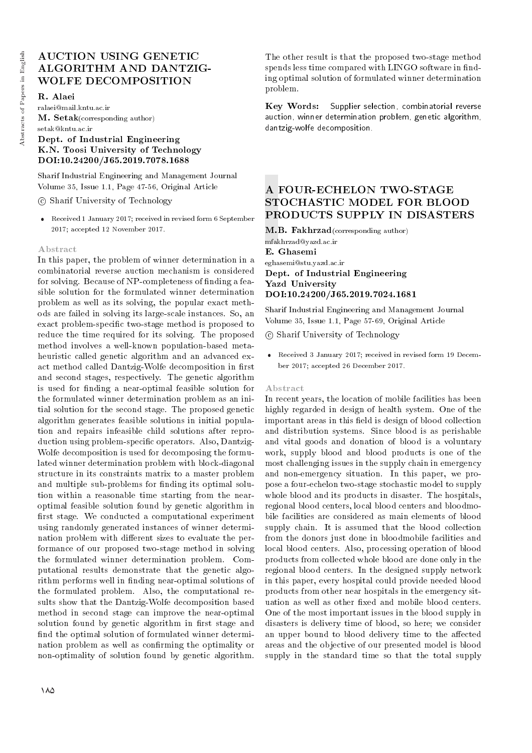# AUCTION USING GENETIC ALGORITHM AND DANTZIG-WOLFE DECOMPOSITION

**R. Alaei**
ralaei@mail.kntu.ac.ir
**M. Setak**(corresponding author)
setak@kntu.ac.ir
**Dept. of Industrial Engineering**
**K.N. Toosi University of Technology**
**DOI:10.24200/J65.2019.7078.1688**

Sharif Industrial Engineering and Management Journal
Volume 35, Issue 1.1, Page 47-56, Original Article

© Sharif University of Technology

- Received 1 January 2017; received in revised form 6 September 2017; accepted 12 November 2017.

### Abstract

In this paper, the problem of winner determination in a combinatorial reverse auction mechanism is considered for solving. Because of NP-completeness of finding a feasible solution for the formulated winner determination problem as well as its solving, the popular exact methods are failed in solving its large-scale instances. So, an exact problem-specific two-stage method is proposed to reduce the time required for its solving. The proposed method involves a well-known population-based metaheuristic called genetic algorithm and an advanced exact method called Dantzig-Wolfe decomposition in first and second stages, respectively. The genetic algorithm is used for finding a near-optimal feasible solution for the formulated winner determination problem as an initial solution for the second stage. The proposed genetic algorithm generates feasible solutions in initial population and repairs infeasible child solutions after reproduction using problem-specific operators. Also, Dantzig-Wolfe decomposition is used for decomposing the formulated winner determination problem with block-diagonal structure in its constraints matrix to a master problem and multiple sub-problems for finding its optimal solution within a reasonable time starting from the near-optimal feasible solution found by genetic algorithm in first stage. We conducted a computational experiment using randomly generated instances of winner determination problem with different sizes to evaluate the performance of our proposed two-stage method in solving the formulated winner determination problem. Computational results demonstrate that the genetic algorithm performs well in finding near-optimal solutions of the formulated problem. Also, the computational results show that the Dantzig-Wolfe decomposition based method in second stage can improve the near-optimal solution found by genetic algorithm in first stage and find the optimal solution of formulated winner determination problem as well as confirming the optimality or non-optimality of solution found by genetic algorithm. The other result is that the proposed two-stage method spends less time compared with LINGO software in finding optimal solution of formulated winner determination problem.

**Key Words:** Supplier selection, combinatorial reverse auction, winner determination problem, genetic algorithm, dantzig-wolfe decomposition.

# A FOUR-ECHELON TWO-STAGE STOCHASTIC MODEL FOR BLOOD PRODUCTS SUPPLY IN DISASTERS

**M.B. Fakhrzad**(corresponding author)
mfakhrzad@yazd.ac.ir
**E. Ghasemi**
eghasemi@stu.yazd.ac.ir
**Dept. of Industrial Engineering**
**Yazd University**
**DOI:10.24200/J65.2019.7024.1681**

Sharif Industrial Engineering and Management Journal
Volume 35, Issue 1.1, Page 57-69, Original Article

© Sharif University of Technology

- Received 3 January 2017; received in revised form 19 December 2017; accepted 26 December 2017.

### Abstract

In recent years, the location of mobile facilities has been highly regarded in design of health system. One of the important areas in this field is design of blood collection and distribution systems. Since blood is as perishable and vital goods and donation of blood is a voluntary work, supply blood and blood products is one of the most challenging issues in the supply chain in emergency and non-emergency situation. In this paper, we propose a four-echelon two-stage stochastic model to supply whole blood and its products in disaster. The hospitals, regional blood centers, local blood centers and bloodmobile facilities are considered as main elements of blood supply chain. It is assumed that the blood collection from the donors just done in bloodmobile facilities and local blood centers. Also, processing operation of blood products from collected whole blood are done only in the regional blood centers. In the designed supply network in this paper, every hospital could provide needed blood products from other near hospitals in the emergency situation as well as other fixed and mobile blood centers. One of the most important issues in the blood supply in disasters is delivery time of blood, so here; we consider an upper bound to blood delivery time to the affected areas and the objective of our presented model is blood supply in the standard time so that the total supply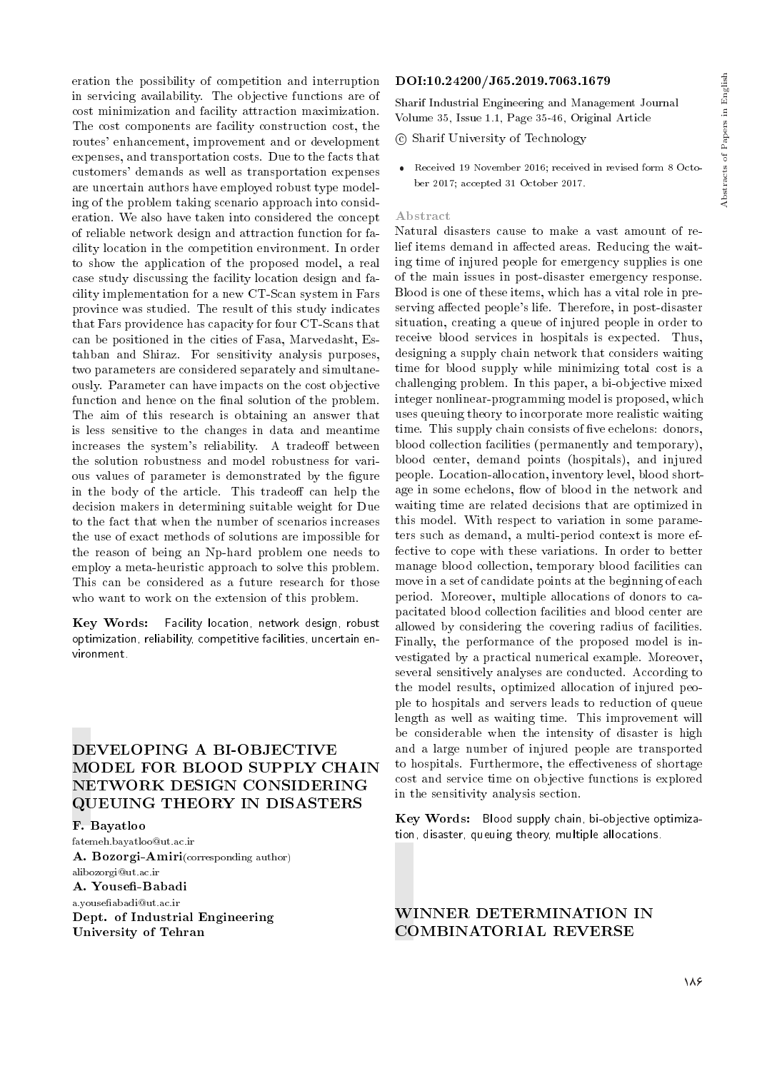eration the possibility of competition and interruption in servicing availability. The objective functions are of cost minimization and facility attraction maximization. The cost components are facility construction cost, the routes' enhancement, improvement and or development expenses, and transportation costs. Due to the facts that customers' demands as well as transportation expenses are uncertain authors have employed robust type modeling of the problem taking scenario approach into consideration. We also have taken into considered the concept of reliable network design and attraction function for facility location in the competition environment. In order to show the application of the proposed model, a real case study discussing the facility location design and facility implementation for a new CT-Scan system in Fars province was studied. The result of this study indicates that Fars providence has capacity for four CT-Scans that can be positioned in the cities of Fasa, Marvedasht, Estahban and Shiraz. For sensitivity analysis purposes, two parameters are considered separately and simultaneously. Parameter can have impacts on the cost objective function and hence on the final solution of the problem. The aim of this research is obtaining an answer that is less sensitive to the changes in data and meantime increases the system's reliability. A tradeoff between the solution robustness and model robustness for various values of parameter is demonstrated by the figure in the body of the article. This tradeoff can help the decision makers in determining suitable weight for Due to the fact that when the number of scenarios increases the use of exact methods of solutions are impossible for the reason of being an Np-hard problem one needs to employ a meta-heuristic approach to solve this problem. This can be considered as a future research for those who want to work on the extension of this problem.

**Key Words:** Facility location, network design, robust optimization, reliability, competitive facilities, uncertain environment.

## DEVELOPING A BI-OBJECTIVE MODEL FOR BLOOD SUPPLY CHAIN NETWORK DESIGN CONSIDERING QUEUING THEORY IN DISASTERS

**F. Bayatloo**
fatemeh.bayatloo@ut.ac.ir
**A. Bozorgi-Amiri**(corresponding author)
alibozorgi@ut.ac.ir
**A. Yousefi-Babadi**
a.yousefiabadi@ut.ac.ir
**Dept. of Industrial Engineering**
**University of Tehran**

**DOI:10.24200/J65.2019.7063.1679**

Sharif Industrial Engineering and Management Journal
Volume 35, Issue 1.1, Page 35-46, Original Article

© Sharif University of Technology

- Received 19 November 2016; received in revised form 8 October 2017; accepted 31 October 2017.

### Abstract

Natural disasters cause to make a vast amount of relief items demand in affected areas. Reducing the waiting time of injured people for emergency supplies is one of the main issues in post-disaster emergency response. Blood is one of these items, which has a vital role in preserving affected people's life. Therefore, in post-disaster situation, creating a queue of injured people in order to receive blood services in hospitals is expected. Thus, designing a supply chain network that considers waiting time for blood supply while minimizing total cost is a challenging problem. In this paper, a bi-objective mixed integer nonlinear-programming model is proposed, which uses queuing theory to incorporate more realistic waiting time. This supply chain consists of five echelons: donors, blood collection facilities (permanently and temporary), blood center, demand points (hospitals), and injured people. Location-allocation, inventory level, blood shortage in some echelons, flow of blood in the network and waiting time are related decisions that are optimized in this model. With respect to variation in some parameters such as demand, a multi-period context is more effective to cope with these variations. In order to better manage blood collection, temporary blood facilities can move in a set of candidate points at the beginning of each period. Moreover, multiple allocations of donors to capacitated blood collection facilities and blood center are allowed by considering the covering radius of facilities. Finally, the performance of the proposed model is investigated by a practical numerical example. Moreover, several sensitively analyses are conducted. According to the model results, optimized allocation of injured people to hospitals and servers leads to reduction of queue length as well as waiting time. This improvement will be considerable when the intensity of disaster is high and a large number of injured people are transported to hospitals. Furthermore, the effectiveness of shortage cost and service time on objective functions is explored in the sensitivity analysis section.

**Key Words:** Blood supply chain, bi-objective optimization, disaster, queuing theory, multiple allocations.

## WINNER DETERMINATION IN COMBINATORIAL REVERSE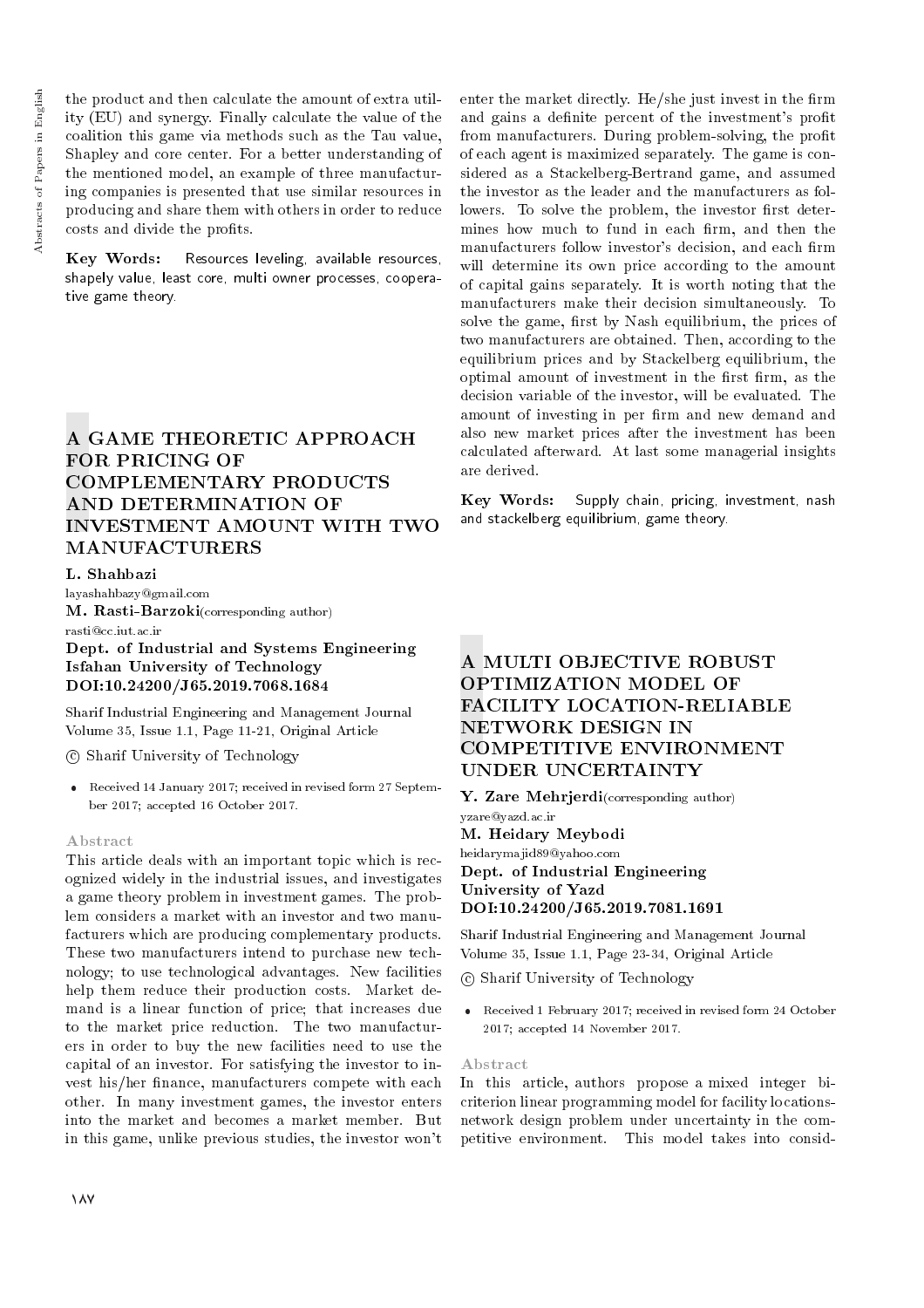the product and then calculate the amount of extra utility (EU) and synergy. Finally calculate the value of the coalition this game via methods such as the Tau value, Shapley and core center. For a better understanding of the mentioned model, an example of three manufacturing companies is presented that use similar resources in producing and share them with others in order to reduce costs and divide the profits.

**Key Words:** Resources leveling, available resources, shapely value, least core, multi owner processes, cooperative game theory.

## A GAME THEORETIC APPROACH FOR PRICING OF COMPLEMENTARY PRODUCTS AND DETERMINATION OF INVESTMENT AMOUNT WITH TWO MANUFACTURERS

**L. Shahbazi**
layashahbazy@gmail.com
**M. Rasti-Barzoki**(corresponding author)
rasti@cc.iut.ac.ir
**Dept. of Industrial and Systems Engineering**
**Isfahan University of Technology**
**DOI:10.24200/J65.2019.7068.1684**

Sharif Industrial Engineering and Management Journal
Volume 35, Issue 1.1, Page 11-21, Original Article

© Sharif University of Technology

- Received 14 January 2017; received in revised form 27 September 2017; accepted 16 October 2017.

### Abstract

This article deals with an important topic which is recognized widely in the industrial issues, and investigates a game theory problem in investment games. The problem considers a market with an investor and two manufacturers which are producing complementary products. These two manufacturers intend to purchase new technology; to use technological advantages. New facilities help them reduce their production costs. Market demand is a linear function of price; that increases due to the market price reduction. The two manufacturers in order to buy the new facilities need to use the capital of an investor. For satisfying the investor to invest his/her finance, manufacturers compete with each other. In many investment games, the investor enters into the market and becomes a market member. But in this game, unlike previous studies, the investor won't enter the market directly. He/she just invest in the firm and gains a definite percent of the investment's profit from manufacturers. During problem-solving, the profit of each agent is maximized separately. The game is considered as a Stackelberg-Bertrand game, and assumed the investor as the leader and the manufacturers as followers. To solve the problem, the investor first determines how much to fund in each firm, and then the manufacturers follow investor's decision, and each firm will determine its own price according to the amount of capital gains separately. It is worth noting that the manufacturers make their decision simultaneously. To solve the game, first by Nash equilibrium, the prices of two manufacturers are obtained. Then, according to the equilibrium prices and by Stackelberg equilibrium, the optimal amount of investment in the first firm, as the decision variable of the investor, will be evaluated. The amount of investing in per firm and new demand and also new market prices after the investment has been calculated afterward. At last some managerial insights are derived.

**Key Words:** Supply chain, pricing, investment, nash and stackelberg equilibrium, game theory.

## A MULTI OBJECTIVE ROBUST OPTIMIZATION MODEL OF FACILITY LOCATION-RELIABLE NETWORK DESIGN IN COMPETITIVE ENVIRONMENT UNDER UNCERTAINTY

**Y. Zare Mehrjerdi**(corresponding author)
yzare@yazd.ac.ir
**M. Heidary Meybodi**
heidarymajid89@yahoo.com
**Dept. of Industrial Engineering**
**University of Yazd**
**DOI:10.24200/J65.2019.7081.1691**

Sharif Industrial Engineering and Management Journal
Volume 35, Issue 1.1, Page 23-34, Original Article

© Sharif University of Technology

- Received 1 February 2017; received in revised form 24 October 2017; accepted 14 November 2017.

### Abstract

In this article, authors propose a mixed integer bi-criterion linear programming model for facility locations-network design problem under uncertainty in the competitive environment. This model takes into consid-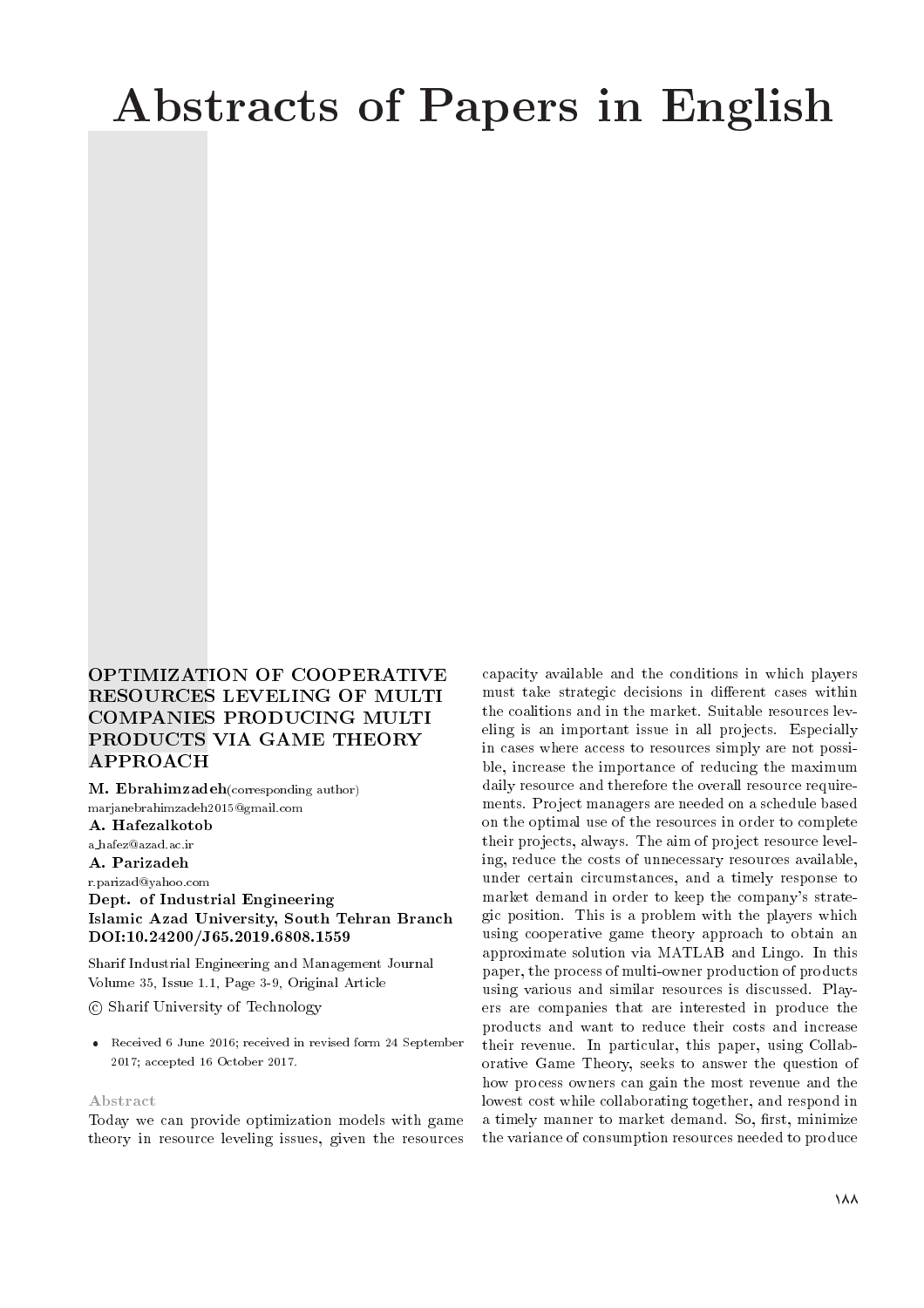# Abstracts of Papers in English

## OPTIMIZATION OF COOPERATIVE RESOURCES LEVELING OF MULTI COMPANIES PRODUCING MULTI PRODUCTS VIA GAME THEORY APPROACH

**M. Ebrahimzadeh**(corresponding author)
marjanebrahimzadeh2015@gmail.com
**A. Hafezalkotob**
a_hafez@azad.ac.ir
**A. Parizadeh**
r.parizad@yahoo.com
**Dept. of Industrial Engineering**
**Islamic Azad University, South Tehran Branch**
**DOI:10.24200/J65.2019.6808.1559**

Sharif Industrial Engineering and Management Journal
Volume 35, Issue 1.1, Page 3-9, Original Article

© Sharif University of Technology

- Received 6 June 2016; received in revised form 24 September 2017; accepted 16 October 2017.

### Abstract

Today we can provide optimization models with game theory in resource leveling issues, given the resources capacity available and the conditions in which players must take strategic decisions in different cases within the coalitions and in the market. Suitable resources leveling is an important issue in all projects. Especially in cases where access to resources simply are not possible, increase the importance of reducing the maximum daily resource and therefore the overall resource requirements. Project managers are needed on a schedule based on the optimal use of the resources in order to complete their projects, always. The aim of project resource leveling, reduce the costs of unnecessary resources available, under certain circumstances, and a timely response to market demand in order to keep the company's strategic position. This is a problem with the players which using cooperative game theory approach to obtain an approximate solution via MATLAB and Lingo. In this paper, the process of multi-owner production of products using various and similar resources is discussed. Players are companies that are interested in produce the products and want to reduce their costs and increase their revenue. In particular, this paper, using Collaborative Game Theory, seeks to answer the question of how process owners can gain the most revenue and the lowest cost while collaborating together, and respond in a timely manner to market demand. So, first, minimize the variance of consumption resources needed to produce